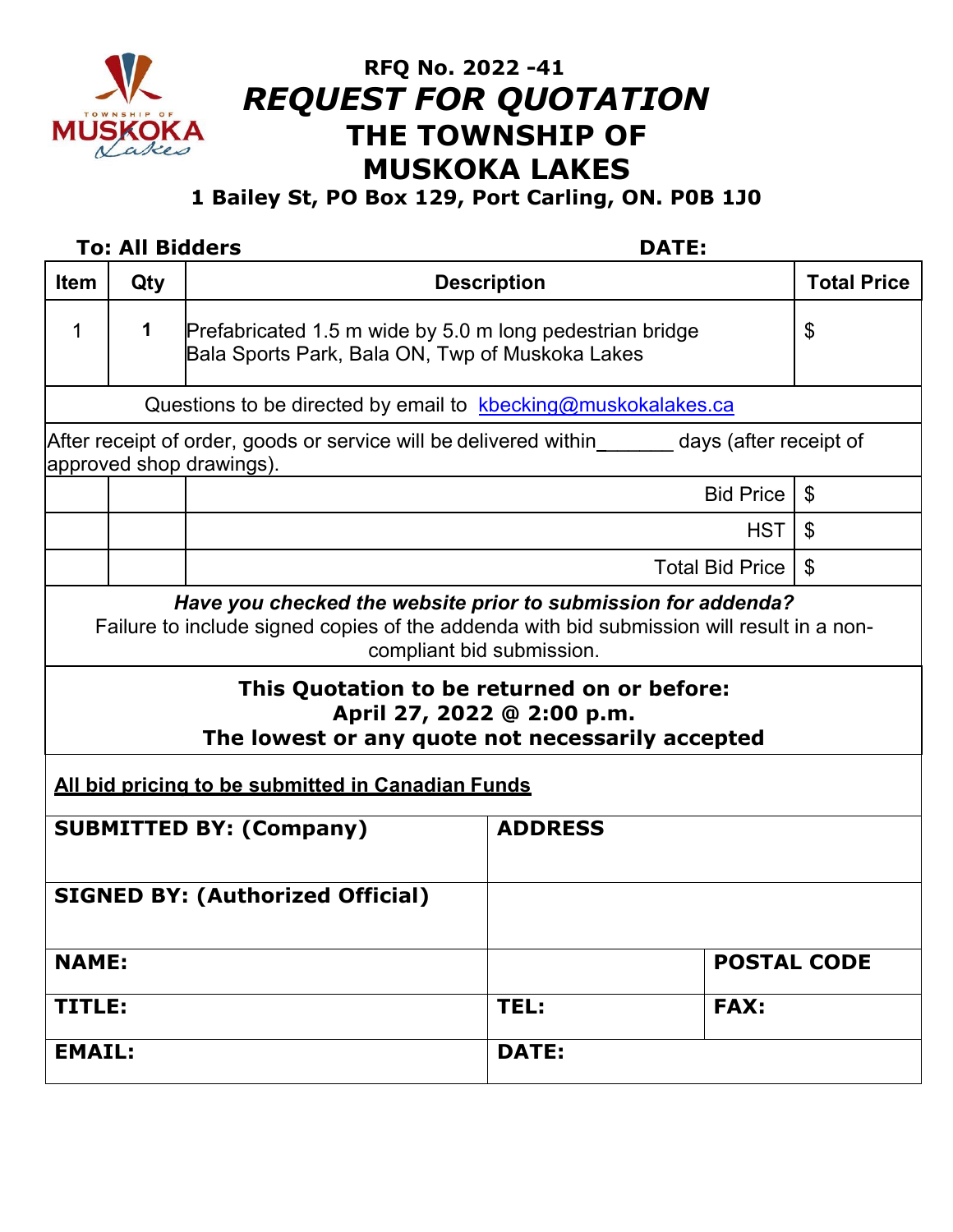# RFQ No. 2022 -41

# *REQUEST FOR QUOTATION*

# THE TOWNSHIP OF MUSKOKA LAKES

**1 Bailey St, PO Box 129, Port Carling, ON. P0B 1J0**

**To: All Bidders** **DATE:**

| Item | Qty | Description | Total Price |
|---|---|---|---|
| 1 | **1** | Prefabricated 1.5 m wide by 5.0 m long pedestrian bridge<br>Bala Sports Park, Bala ON, Twp of Muskoka Lakes | $ |
| Questions to be directed by email to kbecking@muskokalakes.ca | | | |
| After receipt of order, goods or service will be delivered within_______ days (after receipt of approved shop drawings). | | | |
| | | Bid Price | $ |
| | | HST | $ |
| | | Total Bid Price | $ |

***Have you checked the website prior to submission for addenda?***
Failure to include signed copies of the addenda with bid submission will result in a non-compliant bid submission.

**This Quotation to be returned on or before:**
**April 27, 2022 @ 2:00 p.m.**
**The lowest or any quote not necessarily accepted**

**All bid pricing to be submitted in Canadian Funds**

| SUBMITTED BY: (Company) | ADDRESS | |
|---|---|---|
| SIGNED BY: (Authorized Official) | | |
| NAME: | | POSTAL CODE |
| TITLE: | TEL: | FAX: |
| EMAIL: | DATE: | |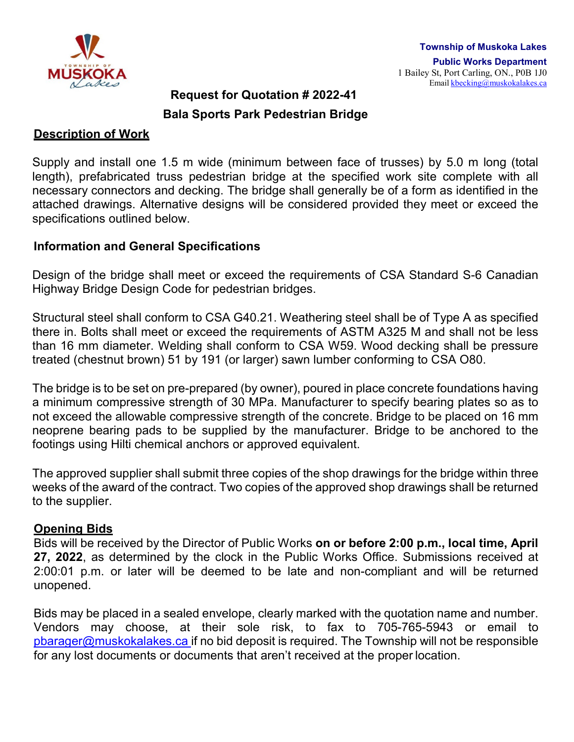Township of Muskoka Lakes

Public Works Department

1 Bailey St, Port Carling, ON., P0B 1J0

Email kbecking@muskokalakes.ca

## Request for Quotation # 2022-41

## Bala Sports Park Pedestrian Bridge

### Description of Work

Supply and install one 1.5 m wide (minimum between face of trusses) by 5.0 m long (total length), prefabricated truss pedestrian bridge at the specified work site complete with all necessary connectors and decking. The bridge shall generally be of a form as identified in the attached drawings. Alternative designs will be considered provided they meet or exceed the specifications outlined below.

### Information and General Specifications

Design of the bridge shall meet or exceed the requirements of CSA Standard S-6 Canadian Highway Bridge Design Code for pedestrian bridges.

Structural steel shall conform to CSA G40.21. Weathering steel shall be of Type A as specified there in. Bolts shall meet or exceed the requirements of ASTM A325 M and shall not be less than 16 mm diameter. Welding shall conform to CSA W59. Wood decking shall be pressure treated (chestnut brown) 51 by 191 (or larger) sawn lumber conforming to CSA O80.

The bridge is to be set on pre-prepared (by owner), poured in place concrete foundations having a minimum compressive strength of 30 MPa. Manufacturer to specify bearing plates so as to not exceed the allowable compressive strength of the concrete. Bridge to be placed on 16 mm neoprene bearing pads to be supplied by the manufacturer. Bridge to be anchored to the footings using Hilti chemical anchors or approved equivalent.

The approved supplier shall submit three copies of the shop drawings for the bridge within three weeks of the award of the contract. Two copies of the approved shop drawings shall be returned to the supplier.

### Opening Bids

Bids will be received by the Director of Public Works **on or before 2:00 p.m., local time, April 27, 2022**, as determined by the clock in the Public Works Office. Submissions received at 2:00:01 p.m. or later will be deemed to be late and non-compliant and will be returned unopened.

Bids may be placed in a sealed envelope, clearly marked with the quotation name and number. Vendors may choose, at their sole risk, to fax to 705-765-5943 or email to pbarager@muskokalakes.ca if no bid deposit is required. The Township will not be responsible for any lost documents or documents that aren't received at the proper location.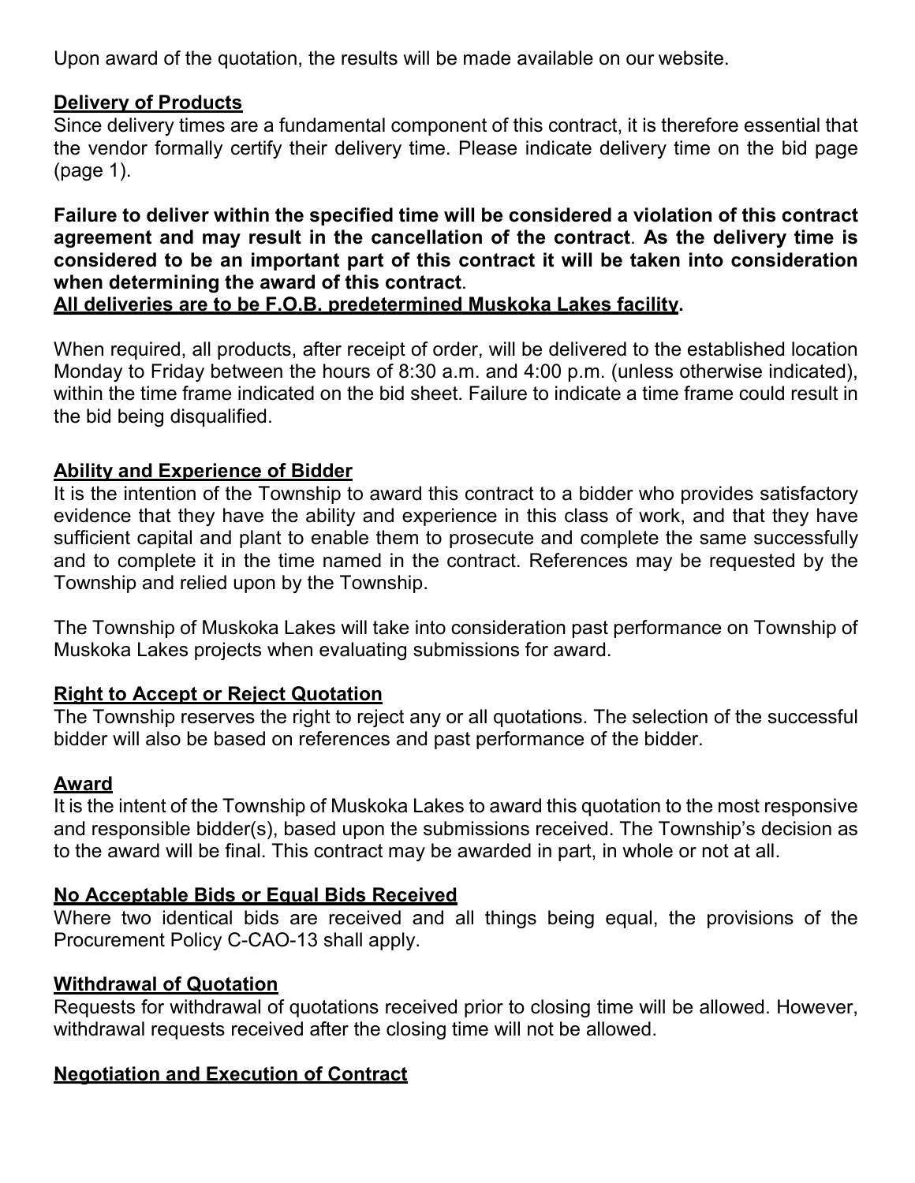Upon award of the quotation, the results will be made available on our website.

## Delivery of Products

Since delivery times are a fundamental component of this contract, it is therefore essential that the vendor formally certify their delivery time. Please indicate delivery time on the bid page (page 1).

**Failure to deliver within the specified time will be considered a violation of this contract agreement and may result in the cancellation of the contract**. **As the delivery time is considered to be an important part of this contract it will be taken into consideration when determining the award of this contract**.
**All deliveries are to be F.O.B. predetermined Muskoka Lakes facility.**

When required, all products, after receipt of order, will be delivered to the established location Monday to Friday between the hours of 8:30 a.m. and 4:00 p.m. (unless otherwise indicated), within the time frame indicated on the bid sheet. Failure to indicate a time frame could result in the bid being disqualified.

## Ability and Experience of Bidder

It is the intention of the Township to award this contract to a bidder who provides satisfactory evidence that they have the ability and experience in this class of work, and that they have sufficient capital and plant to enable them to prosecute and complete the same successfully and to complete it in the time named in the contract. References may be requested by the Township and relied upon by the Township.

The Township of Muskoka Lakes will take into consideration past performance on Township of Muskoka Lakes projects when evaluating submissions for award.

## Right to Accept or Reject Quotation

The Township reserves the right to reject any or all quotations. The selection of the successful bidder will also be based on references and past performance of the bidder.

## Award

It is the intent of the Township of Muskoka Lakes to award this quotation to the most responsive and responsible bidder(s), based upon the submissions received. The Township's decision as to the award will be final. This contract may be awarded in part, in whole or not at all.

## No Acceptable Bids or Equal Bids Received

Where two identical bids are received and all things being equal, the provisions of the Procurement Policy C-CAO-13 shall apply.

## Withdrawal of Quotation

Requests for withdrawal of quotations received prior to closing time will be allowed. However, withdrawal requests received after the closing time will not be allowed.

## Negotiation and Execution of Contract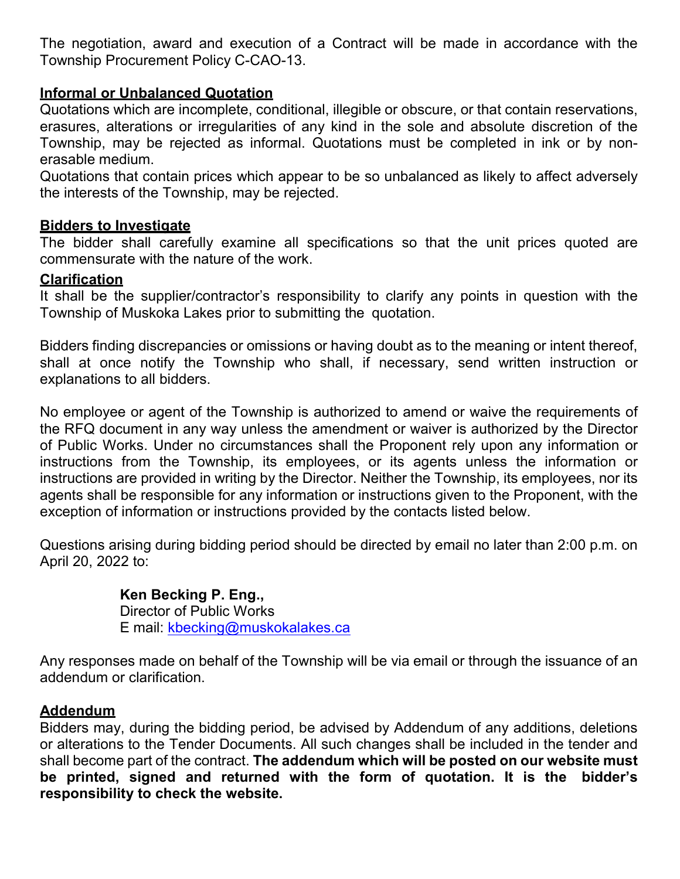The negotiation, award and execution of a Contract will be made in accordance with the Township Procurement Policy C-CAO-13.

**Informal or Unbalanced Quotation**

Quotations which are incomplete, conditional, illegible or obscure, or that contain reservations, erasures, alterations or irregularities of any kind in the sole and absolute discretion of the Township, may be rejected as informal. Quotations must be completed in ink or by non-erasable medium.

Quotations that contain prices which appear to be so unbalanced as likely to affect adversely the interests of the Township, may be rejected.

**Bidders to Investigate**

The bidder shall carefully examine all specifications so that the unit prices quoted are commensurate with the nature of the work.

**Clarification**

It shall be the supplier/contractor's responsibility to clarify any points in question with the Township of Muskoka Lakes prior to submitting the quotation.

Bidders finding discrepancies or omissions or having doubt as to the meaning or intent thereof, shall at once notify the Township who shall, if necessary, send written instruction or explanations to all bidders.

No employee or agent of the Township is authorized to amend or waive the requirements of the RFQ document in any way unless the amendment or waiver is authorized by the Director of Public Works. Under no circumstances shall the Proponent rely upon any information or instructions from the Township, its employees, or its agents unless the information or instructions are provided in writing by the Director. Neither the Township, its employees, nor its agents shall be responsible for any information or instructions given to the Proponent, with the exception of information or instructions provided by the contacts listed below.

Questions arising during bidding period should be directed by email no later than 2:00 p.m. on April 20, 2022 to:

**Ken Becking P. Eng.,**
Director of Public Works
E mail: kbecking@muskokalakes.ca

Any responses made on behalf of the Township will be via email or through the issuance of an addendum or clarification.

**Addendum**

Bidders may, during the bidding period, be advised by Addendum of any additions, deletions or alterations to the Tender Documents. All such changes shall be included in the tender and shall become part of the contract. **The addendum which will be posted on our website must be printed, signed and returned with the form of quotation. It is the bidder's responsibility to check the website.**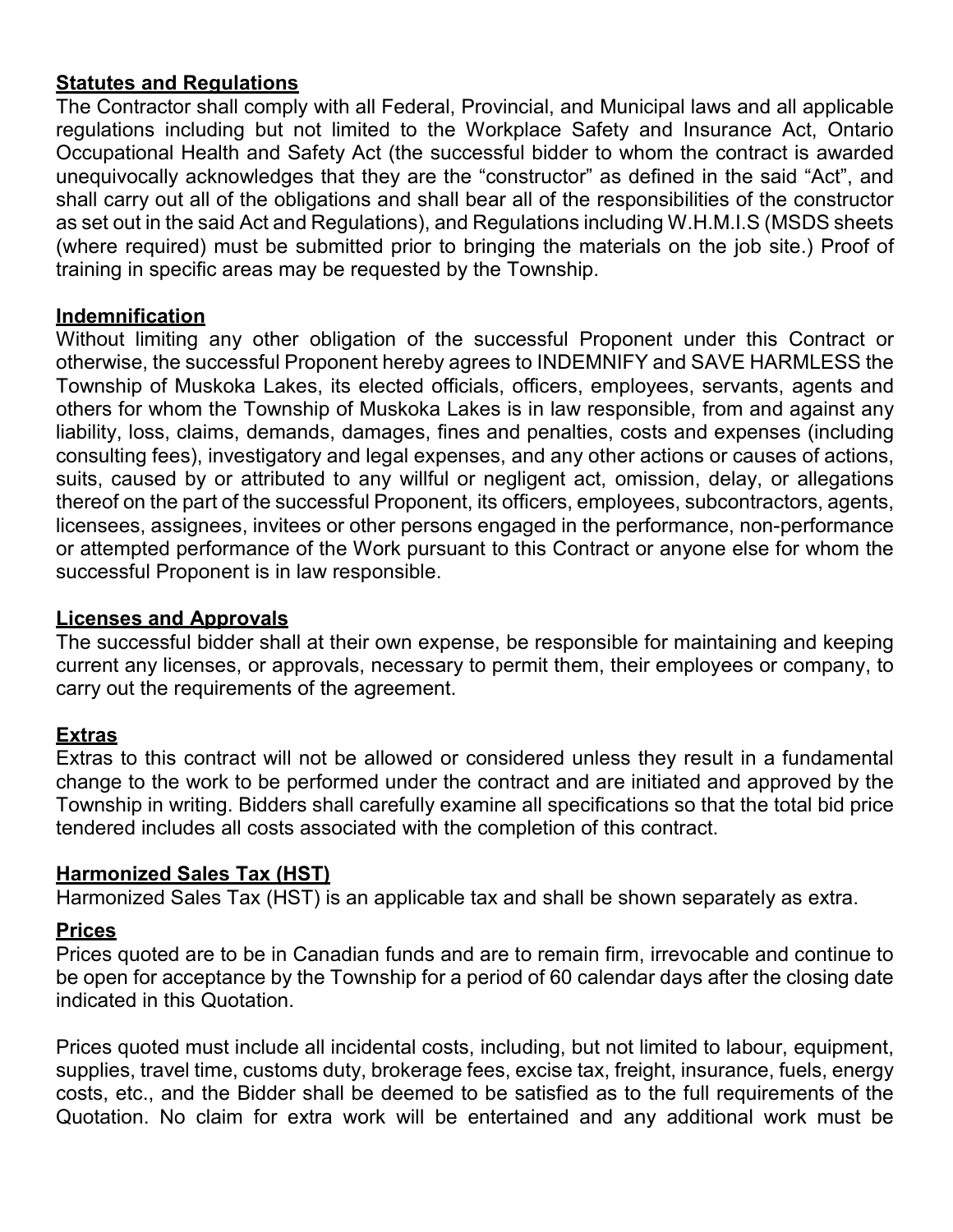**Statutes and Regulations**

The Contractor shall comply with all Federal, Provincial, and Municipal laws and all applicable regulations including but not limited to the Workplace Safety and Insurance Act, Ontario Occupational Health and Safety Act (the successful bidder to whom the contract is awarded unequivocally acknowledges that they are the "constructor" as defined in the said "Act", and shall carry out all of the obligations and shall bear all of the responsibilities of the constructor as set out in the said Act and Regulations), and Regulations including W.H.M.I.S (MSDS sheets (where required) must be submitted prior to bringing the materials on the job site.) Proof of training in specific areas may be requested by the Township.

**Indemnification**

Without limiting any other obligation of the successful Proponent under this Contract or otherwise, the successful Proponent hereby agrees to INDEMNIFY and SAVE HARMLESS the Township of Muskoka Lakes, its elected officials, officers, employees, servants, agents and others for whom the Township of Muskoka Lakes is in law responsible, from and against any liability, loss, claims, demands, damages, fines and penalties, costs and expenses (including consulting fees), investigatory and legal expenses, and any other actions or causes of actions, suits, caused by or attributed to any willful or negligent act, omission, delay, or allegations thereof on the part of the successful Proponent, its officers, employees, subcontractors, agents, licensees, assignees, invitees or other persons engaged in the performance, non-performance or attempted performance of the Work pursuant to this Contract or anyone else for whom the successful Proponent is in law responsible.

**Licenses and Approvals**

The successful bidder shall at their own expense, be responsible for maintaining and keeping current any licenses, or approvals, necessary to permit them, their employees or company, to carry out the requirements of the agreement.

**Extras**

Extras to this contract will not be allowed or considered unless they result in a fundamental change to the work to be performed under the contract and are initiated and approved by the Township in writing. Bidders shall carefully examine all specifications so that the total bid price tendered includes all costs associated with the completion of this contract.

**Harmonized Sales Tax (HST)**

Harmonized Sales Tax (HST) is an applicable tax and shall be shown separately as extra.

**Prices**

Prices quoted are to be in Canadian funds and are to remain firm, irrevocable and continue to be open for acceptance by the Township for a period of 60 calendar days after the closing date indicated in this Quotation.

Prices quoted must include all incidental costs, including, but not limited to labour, equipment, supplies, travel time, customs duty, brokerage fees, excise tax, freight, insurance, fuels, energy costs, etc., and the Bidder shall be deemed to be satisfied as to the full requirements of the Quotation. No claim for extra work will be entertained and any additional work must be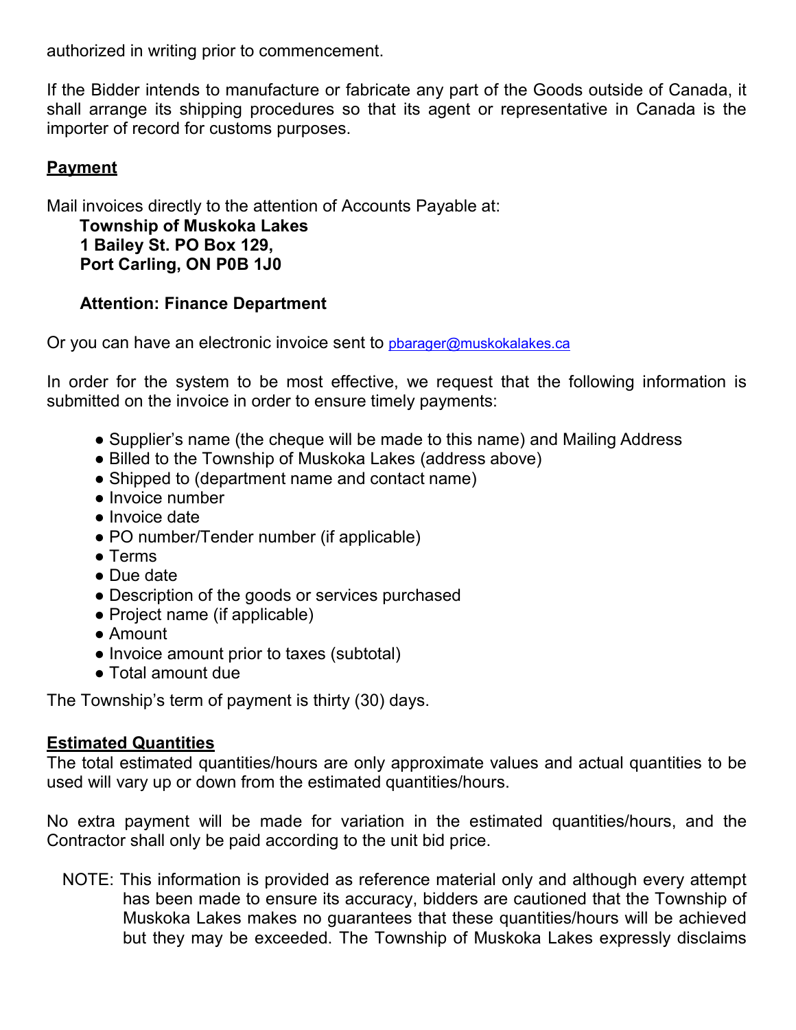authorized in writing prior to commencement.

If the Bidder intends to manufacture or fabricate any part of the Goods outside of Canada, it shall arrange its shipping procedures so that its agent or representative in Canada is the importer of record for customs purposes.

## Payment

Mail invoices directly to the attention of Accounts Payable at:

**Township of Muskoka Lakes**
**1 Bailey St. PO Box 129,**
**Port Carling, ON P0B 1J0**

**Attention: Finance Department**

Or you can have an electronic invoice sent to pbarager@muskokalakes.ca

In order for the system to be most effective, we request that the following information is submitted on the invoice in order to ensure timely payments:

- Supplier's name (the cheque will be made to this name) and Mailing Address
- Billed to the Township of Muskoka Lakes (address above)
- Shipped to (department name and contact name)
- Invoice number
- Invoice date
- PO number/Tender number (if applicable)
- Terms
- Due date
- Description of the goods or services purchased
- Project name (if applicable)
- Amount
- Invoice amount prior to taxes (subtotal)
- Total amount due

The Township's term of payment is thirty (30) days.

## Estimated Quantities

The total estimated quantities/hours are only approximate values and actual quantities to be used will vary up or down from the estimated quantities/hours.

No extra payment will be made for variation in the estimated quantities/hours, and the Contractor shall only be paid according to the unit bid price.

NOTE: This information is provided as reference material only and although every attempt has been made to ensure its accuracy, bidders are cautioned that the Township of Muskoka Lakes makes no guarantees that these quantities/hours will be achieved but they may be exceeded. The Township of Muskoka Lakes expressly disclaims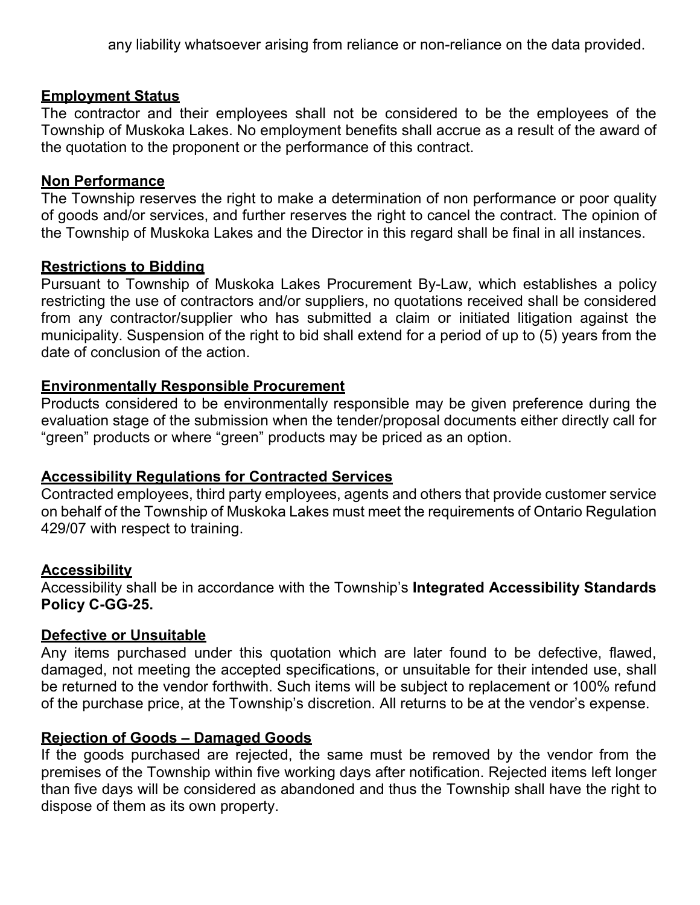any liability whatsoever arising from reliance or non-reliance on the data provided.

**Employment Status**

The contractor and their employees shall not be considered to be the employees of the Township of Muskoka Lakes. No employment benefits shall accrue as a result of the award of the quotation to the proponent or the performance of this contract.

**Non Performance**

The Township reserves the right to make a determination of non performance or poor quality of goods and/or services, and further reserves the right to cancel the contract. The opinion of the Township of Muskoka Lakes and the Director in this regard shall be final in all instances.

**Restrictions to Bidding**

Pursuant to Township of Muskoka Lakes Procurement By-Law, which establishes a policy restricting the use of contractors and/or suppliers, no quotations received shall be considered from any contractor/supplier who has submitted a claim or initiated litigation against the municipality. Suspension of the right to bid shall extend for a period of up to (5) years from the date of conclusion of the action.

**Environmentally Responsible Procurement**

Products considered to be environmentally responsible may be given preference during the evaluation stage of the submission when the tender/proposal documents either directly call for "green" products or where "green" products may be priced as an option.

**Accessibility Regulations for Contracted Services**

Contracted employees, third party employees, agents and others that provide customer service on behalf of the Township of Muskoka Lakes must meet the requirements of Ontario Regulation 429/07 with respect to training.

**Accessibility**

Accessibility shall be in accordance with the Township's **Integrated Accessibility Standards Policy C-GG-25.**

**Defective or Unsuitable**

Any items purchased under this quotation which are later found to be defective, flawed, damaged, not meeting the accepted specifications, or unsuitable for their intended use, shall be returned to the vendor forthwith. Such items will be subject to replacement or 100% refund of the purchase price, at the Township's discretion. All returns to be at the vendor's expense.

**Rejection of Goods – Damaged Goods**

If the goods purchased are rejected, the same must be removed by the vendor from the premises of the Township within five working days after notification. Rejected items left longer than five days will be considered as abandoned and thus the Township shall have the right to dispose of them as its own property.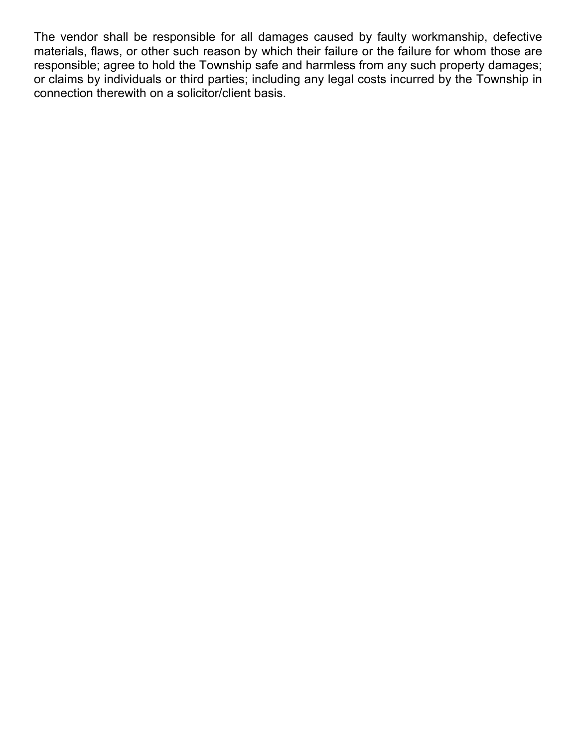The vendor shall be responsible for all damages caused by faulty workmanship, defective materials, flaws, or other such reason by which their failure or the failure for whom those are responsible; agree to hold the Township safe and harmless from any such property damages; or claims by individuals or third parties; including any legal costs incurred by the Township in connection therewith on a solicitor/client basis.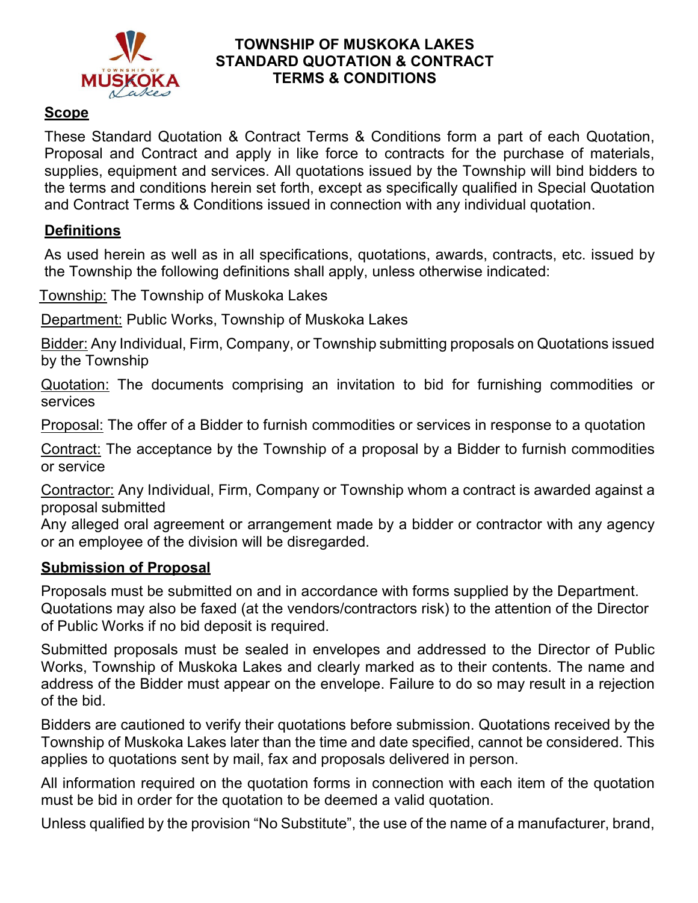# TOWNSHIP OF MUSKOKA LAKES STANDARD QUOTATION & CONTRACT TERMS & CONDITIONS

## Scope

These Standard Quotation & Contract Terms & Conditions form a part of each Quotation, Proposal and Contract and apply in like force to contracts for the purchase of materials, supplies, equipment and services. All quotations issued by the Township will bind bidders to the terms and conditions herein set forth, except as specifically qualified in Special Quotation and Contract Terms & Conditions issued in connection with any individual quotation.

## Definitions

As used herein as well as in all specifications, quotations, awards, contracts, etc. issued by the Township the following definitions shall apply, unless otherwise indicated:

Township: The Township of Muskoka Lakes

Department: Public Works, Township of Muskoka Lakes

Bidder: Any Individual, Firm, Company, or Township submitting proposals on Quotations issued by the Township

Quotation: The documents comprising an invitation to bid for furnishing commodities or services

Proposal: The offer of a Bidder to furnish commodities or services in response to a quotation

Contract: The acceptance by the Township of a proposal by a Bidder to furnish commodities or service

Contractor: Any Individual, Firm, Company or Township whom a contract is awarded against a proposal submitted

Any alleged oral agreement or arrangement made by a bidder or contractor with any agency or an employee of the division will be disregarded.

## Submission of Proposal

Proposals must be submitted on and in accordance with forms supplied by the Department. Quotations may also be faxed (at the vendors/contractors risk) to the attention of the Director of Public Works if no bid deposit is required.

Submitted proposals must be sealed in envelopes and addressed to the Director of Public Works, Township of Muskoka Lakes and clearly marked as to their contents. The name and address of the Bidder must appear on the envelope. Failure to do so may result in a rejection of the bid.

Bidders are cautioned to verify their quotations before submission. Quotations received by the Township of Muskoka Lakes later than the time and date specified, cannot be considered. This applies to quotations sent by mail, fax and proposals delivered in person.

All information required on the quotation forms in connection with each item of the quotation must be bid in order for the quotation to be deemed a valid quotation.

Unless qualified by the provision "No Substitute", the use of the name of a manufacturer, brand,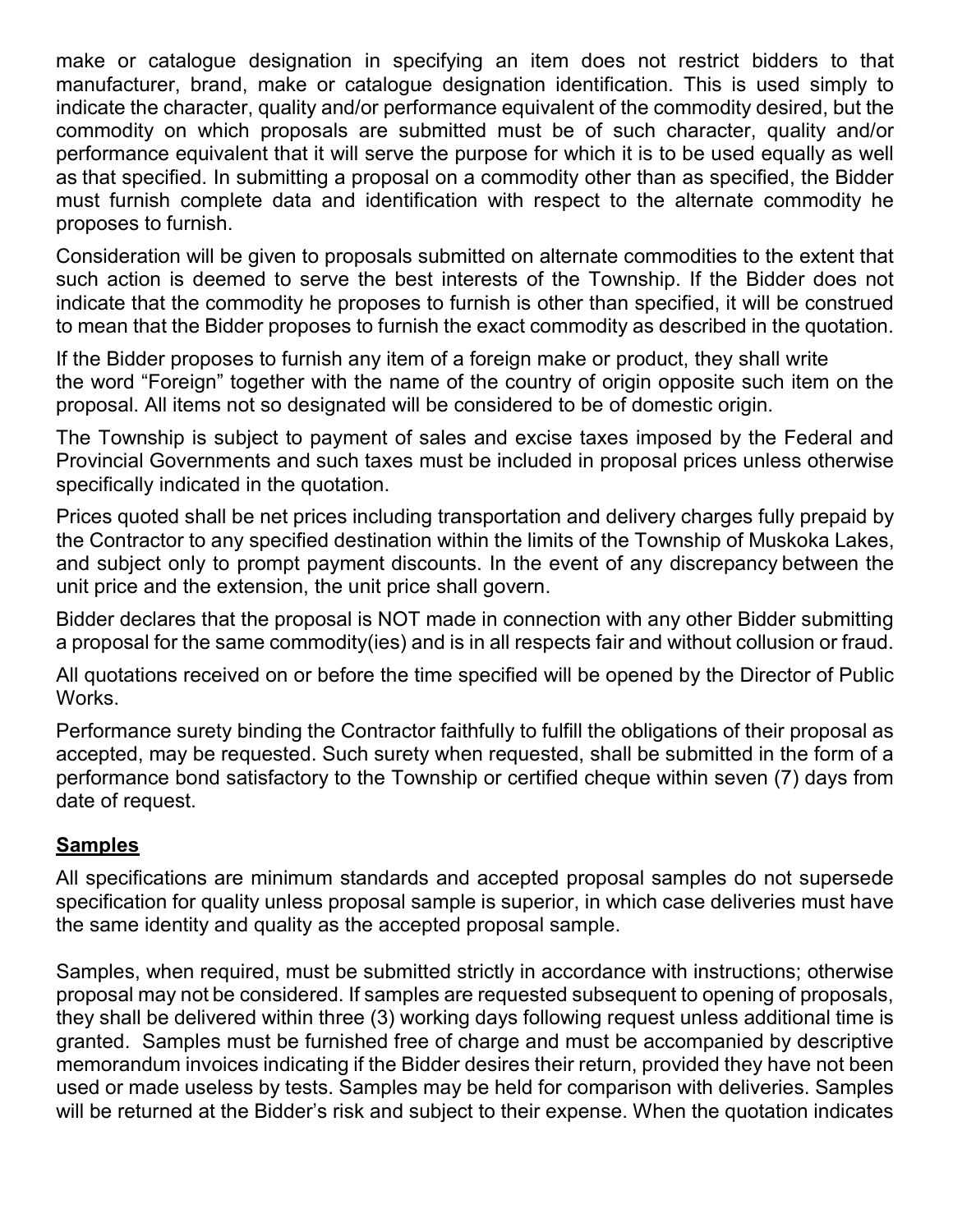make or catalogue designation in specifying an item does not restrict bidders to that manufacturer, brand, make or catalogue designation identification. This is used simply to indicate the character, quality and/or performance equivalent of the commodity desired, but the commodity on which proposals are submitted must be of such character, quality and/or performance equivalent that it will serve the purpose for which it is to be used equally as well as that specified. In submitting a proposal on a commodity other than as specified, the Bidder must furnish complete data and identification with respect to the alternate commodity he proposes to furnish.

Consideration will be given to proposals submitted on alternate commodities to the extent that such action is deemed to serve the best interests of the Township. If the Bidder does not indicate that the commodity he proposes to furnish is other than specified, it will be construed to mean that the Bidder proposes to furnish the exact commodity as described in the quotation.

If the Bidder proposes to furnish any item of a foreign make or product, they shall write the word "Foreign" together with the name of the country of origin opposite such item on the proposal. All items not so designated will be considered to be of domestic origin.

The Township is subject to payment of sales and excise taxes imposed by the Federal and Provincial Governments and such taxes must be included in proposal prices unless otherwise specifically indicated in the quotation.

Prices quoted shall be net prices including transportation and delivery charges fully prepaid by the Contractor to any specified destination within the limits of the Township of Muskoka Lakes, and subject only to prompt payment discounts. In the event of any discrepancy between the unit price and the extension, the unit price shall govern.

Bidder declares that the proposal is NOT made in connection with any other Bidder submitting a proposal for the same commodity(ies) and is in all respects fair and without collusion or fraud.

All quotations received on or before the time specified will be opened by the Director of Public Works.

Performance surety binding the Contractor faithfully to fulfill the obligations of their proposal as accepted, may be requested. Such surety when requested, shall be submitted in the form of a performance bond satisfactory to the Township or certified cheque within seven (7) days from date of request.

## Samples

All specifications are minimum standards and accepted proposal samples do not supersede specification for quality unless proposal sample is superior, in which case deliveries must have the same identity and quality as the accepted proposal sample.

Samples, when required, must be submitted strictly in accordance with instructions; otherwise proposal may not be considered. If samples are requested subsequent to opening of proposals, they shall be delivered within three (3) working days following request unless additional time is granted. Samples must be furnished free of charge and must be accompanied by descriptive memorandum invoices indicating if the Bidder desires their return, provided they have not been used or made useless by tests. Samples may be held for comparison with deliveries. Samples will be returned at the Bidder's risk and subject to their expense. When the quotation indicates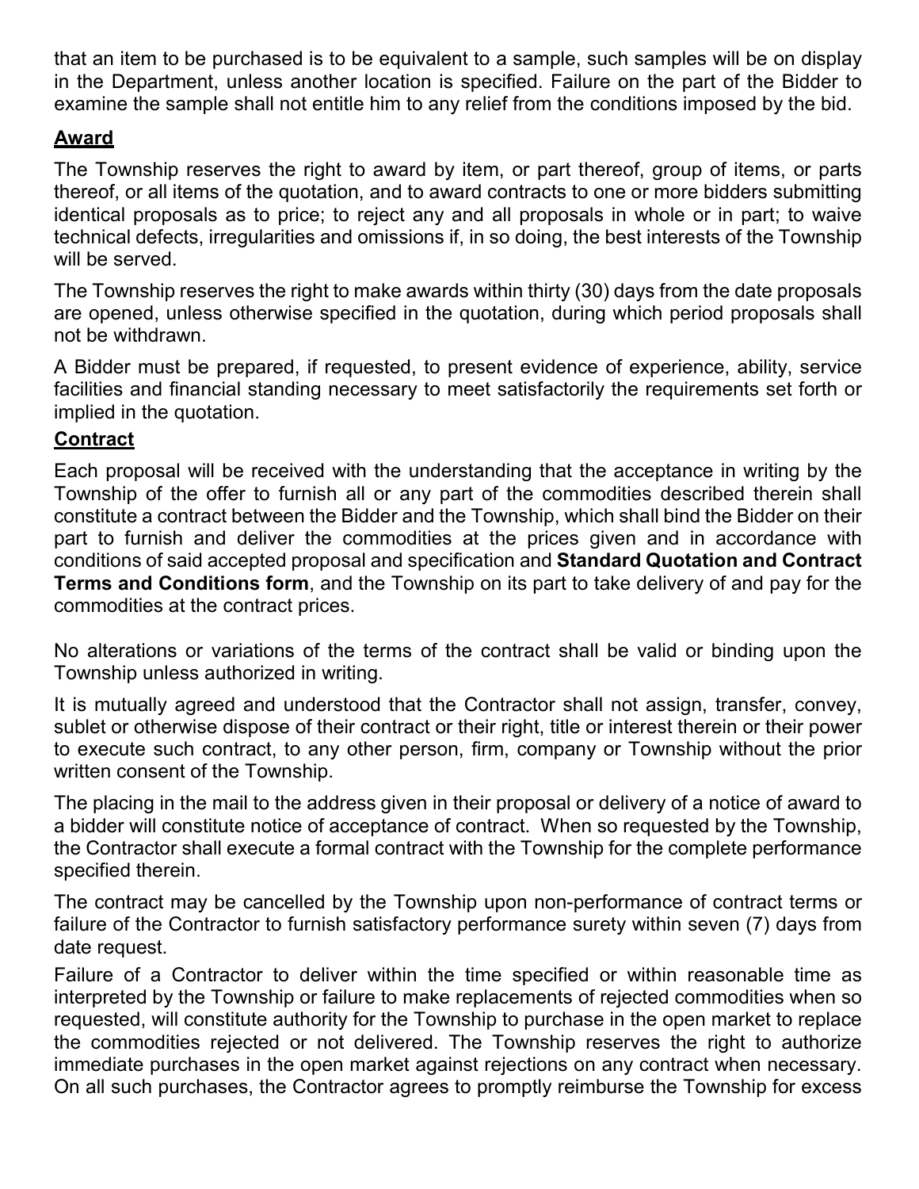that an item to be purchased is to be equivalent to a sample, such samples will be on display in the Department, unless another location is specified. Failure on the part of the Bidder to examine the sample shall not entitle him to any relief from the conditions imposed by the bid.

## Award

The Township reserves the right to award by item, or part thereof, group of items, or parts thereof, or all items of the quotation, and to award contracts to one or more bidders submitting identical proposals as to price; to reject any and all proposals in whole or in part; to waive technical defects, irregularities and omissions if, in so doing, the best interests of the Township will be served.

The Township reserves the right to make awards within thirty (30) days from the date proposals are opened, unless otherwise specified in the quotation, during which period proposals shall not be withdrawn.

A Bidder must be prepared, if requested, to present evidence of experience, ability, service facilities and financial standing necessary to meet satisfactorily the requirements set forth or implied in the quotation.

## Contract

Each proposal will be received with the understanding that the acceptance in writing by the Township of the offer to furnish all or any part of the commodities described therein shall constitute a contract between the Bidder and the Township, which shall bind the Bidder on their part to furnish and deliver the commodities at the prices given and in accordance with conditions of said accepted proposal and specification and **Standard Quotation and Contract Terms and Conditions form**, and the Township on its part to take delivery of and pay for the commodities at the contract prices.

No alterations or variations of the terms of the contract shall be valid or binding upon the Township unless authorized in writing.

It is mutually agreed and understood that the Contractor shall not assign, transfer, convey, sublet or otherwise dispose of their contract or their right, title or interest therein or their power to execute such contract, to any other person, firm, company or Township without the prior written consent of the Township.

The placing in the mail to the address given in their proposal or delivery of a notice of award to a bidder will constitute notice of acceptance of contract. When so requested by the Township, the Contractor shall execute a formal contract with the Township for the complete performance specified therein.

The contract may be cancelled by the Township upon non-performance of contract terms or failure of the Contractor to furnish satisfactory performance surety within seven (7) days from date request.

Failure of a Contractor to deliver within the time specified or within reasonable time as interpreted by the Township or failure to make replacements of rejected commodities when so requested, will constitute authority for the Township to purchase in the open market to replace the commodities rejected or not delivered. The Township reserves the right to authorize immediate purchases in the open market against rejections on any contract when necessary. On all such purchases, the Contractor agrees to promptly reimburse the Township for excess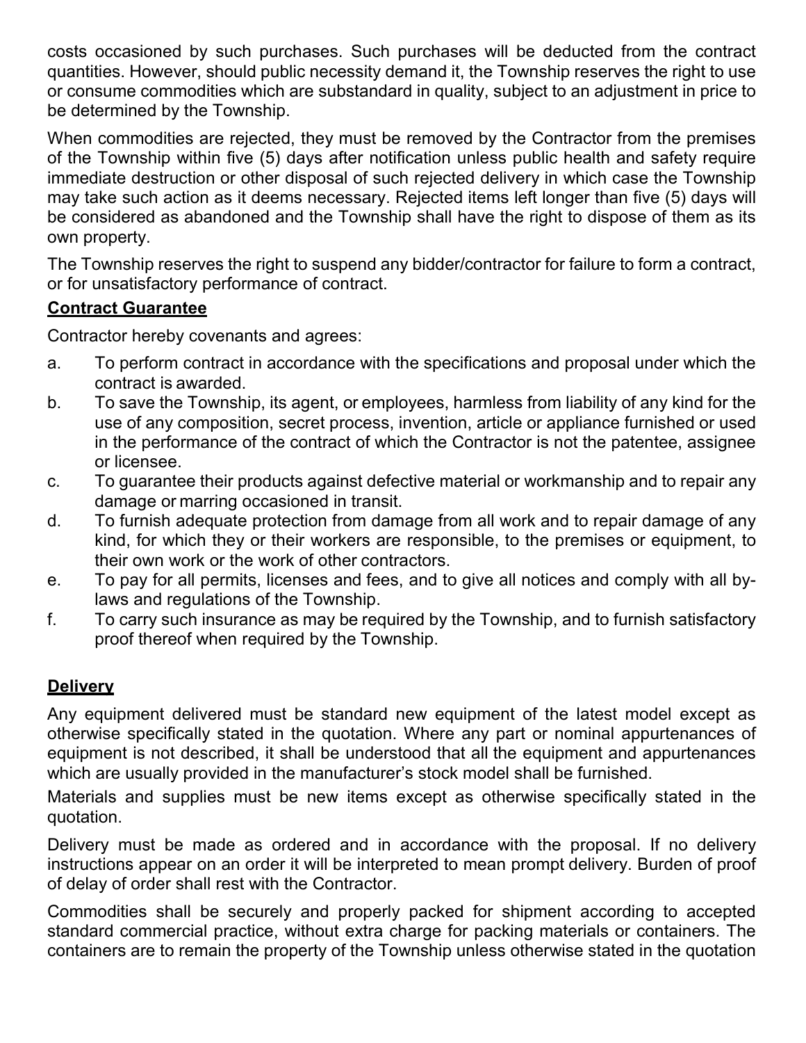costs occasioned by such purchases. Such purchases will be deducted from the contract quantities. However, should public necessity demand it, the Township reserves the right to use or consume commodities which are substandard in quality, subject to an adjustment in price to be determined by the Township.

When commodities are rejected, they must be removed by the Contractor from the premises of the Township within five (5) days after notification unless public health and safety require immediate destruction or other disposal of such rejected delivery in which case the Township may take such action as it deems necessary. Rejected items left longer than five (5) days will be considered as abandoned and the Township shall have the right to dispose of them as its own property.

The Township reserves the right to suspend any bidder/contractor for failure to form a contract, or for unsatisfactory performance of contract.

**Contract Guarantee**

Contractor hereby covenants and agrees:

a. To perform contract in accordance with the specifications and proposal under which the contract is awarded.
b. To save the Township, its agent, or employees, harmless from liability of any kind for the use of any composition, secret process, invention, article or appliance furnished or used in the performance of the contract of which the Contractor is not the patentee, assignee or licensee.
c. To guarantee their products against defective material or workmanship and to repair any damage or marring occasioned in transit.
d. To furnish adequate protection from damage from all work and to repair damage of any kind, for which they or their workers are responsible, to the premises or equipment, to their own work or the work of other contractors.
e. To pay for all permits, licenses and fees, and to give all notices and comply with all by-laws and regulations of the Township.
f. To carry such insurance as may be required by the Township, and to furnish satisfactory proof thereof when required by the Township.

**Delivery**

Any equipment delivered must be standard new equipment of the latest model except as otherwise specifically stated in the quotation. Where any part or nominal appurtenances of equipment is not described, it shall be understood that all the equipment and appurtenances which are usually provided in the manufacturer's stock model shall be furnished.

Materials and supplies must be new items except as otherwise specifically stated in the quotation.

Delivery must be made as ordered and in accordance with the proposal. If no delivery instructions appear on an order it will be interpreted to mean prompt delivery. Burden of proof of delay of order shall rest with the Contractor.

Commodities shall be securely and properly packed for shipment according to accepted standard commercial practice, without extra charge for packing materials or containers. The containers are to remain the property of the Township unless otherwise stated in the quotation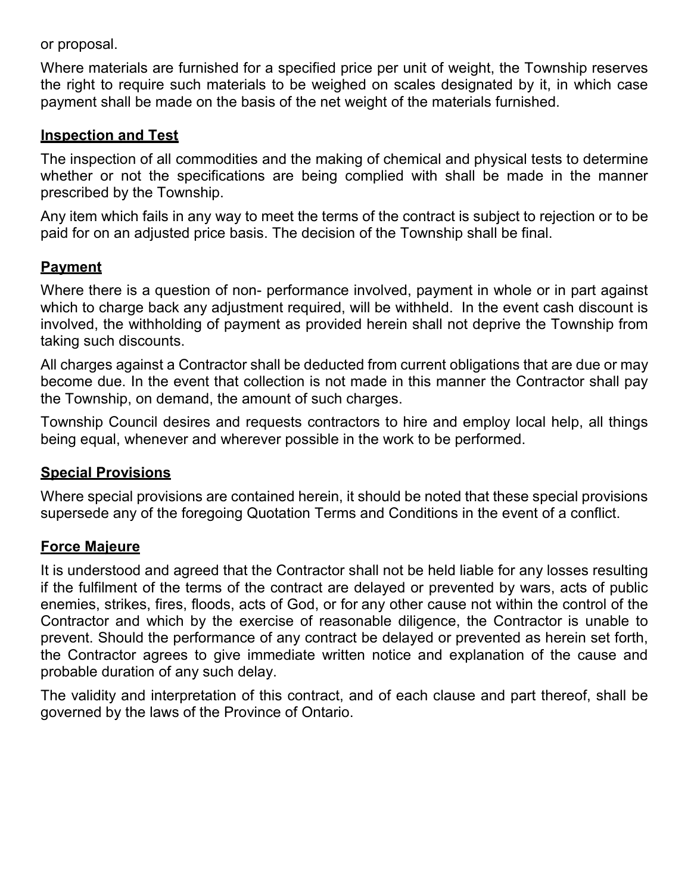or proposal.

Where materials are furnished for a specified price per unit of weight, the Township reserves the right to require such materials to be weighed on scales designated by it, in which case payment shall be made on the basis of the net weight of the materials furnished.

## Inspection and Test

The inspection of all commodities and the making of chemical and physical tests to determine whether or not the specifications are being complied with shall be made in the manner prescribed by the Township.

Any item which fails in any way to meet the terms of the contract is subject to rejection or to be paid for on an adjusted price basis. The decision of the Township shall be final.

## Payment

Where there is a question of non- performance involved, payment in whole or in part against which to charge back any adjustment required, will be withheld. In the event cash discount is involved, the withholding of payment as provided herein shall not deprive the Township from taking such discounts.

All charges against a Contractor shall be deducted from current obligations that are due or may become due. In the event that collection is not made in this manner the Contractor shall pay the Township, on demand, the amount of such charges.

Township Council desires and requests contractors to hire and employ local help, all things being equal, whenever and wherever possible in the work to be performed.

## Special Provisions

Where special provisions are contained herein, it should be noted that these special provisions supersede any of the foregoing Quotation Terms and Conditions in the event of a conflict.

## Force Majeure

It is understood and agreed that the Contractor shall not be held liable for any losses resulting if the fulfilment of the terms of the contract are delayed or prevented by wars, acts of public enemies, strikes, fires, floods, acts of God, or for any other cause not within the control of the Contractor and which by the exercise of reasonable diligence, the Contractor is unable to prevent. Should the performance of any contract be delayed or prevented as herein set forth, the Contractor agrees to give immediate written notice and explanation of the cause and probable duration of any such delay.

The validity and interpretation of this contract, and of each clause and part thereof, shall be governed by the laws of the Province of Ontario.